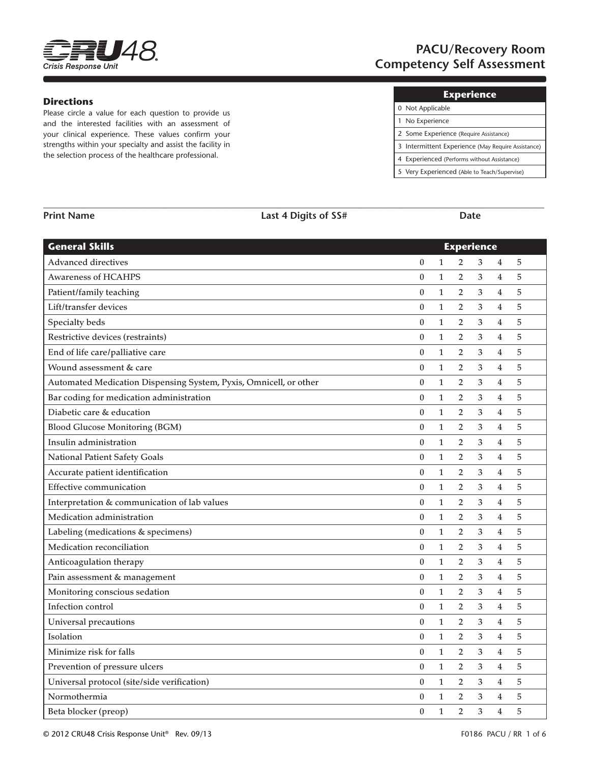# PACU/Recovery Room Competency Self Assessment

CRU48 Crisis Response Unit

## Directions

Please circle a value for each question to provide us and the interested facilities with an assessment of your clinical experience. These values confirm your strengths within your specialty and assist the facility in the selection process of the healthcare professional.

| Experience |
| --- |
| 0 Not Applicable |
| 1 No Experience |
| 2 Some Experience (Require Assistance) |
| 3 Intermittent Experience (May Require Assistance) |
| 4 Experienced (Performs without Assistance) |
| 5 Very Experienced (Able to Teach/Supervise) |

**Print Name** ____________ **Last 4 Digits of SS#** ____________ **Date** ____________

| General Skills | Experience | | | | | |
| --- | --- | --- | --- | --- | --- | --- |
| Advanced directives | 0 | 1 | 2 | 3 | 4 | 5 |
| Awareness of HCAHPS | 0 | 1 | 2 | 3 | 4 | 5 |
| Patient/family teaching | 0 | 1 | 2 | 3 | 4 | 5 |
| Lift/transfer devices | 0 | 1 | 2 | 3 | 4 | 5 |
| Specialty beds | 0 | 1 | 2 | 3 | 4 | 5 |
| Restrictive devices (restraints) | 0 | 1 | 2 | 3 | 4 | 5 |
| End of life care/palliative care | 0 | 1 | 2 | 3 | 4 | 5 |
| Wound assessment & care | 0 | 1 | 2 | 3 | 4 | 5 |
| Automated Medication Dispensing System, Pyxis, Omnicell, or other | 0 | 1 | 2 | 3 | 4 | 5 |
| Bar coding for medication administration | 0 | 1 | 2 | 3 | 4 | 5 |
| Diabetic care & education | 0 | 1 | 2 | 3 | 4 | 5 |
| Blood Glucose Monitoring (BGM) | 0 | 1 | 2 | 3 | 4 | 5 |
| Insulin administration | 0 | 1 | 2 | 3 | 4 | 5 |
| National Patient Safety Goals | 0 | 1 | 2 | 3 | 4 | 5 |
| Accurate patient identification | 0 | 1 | 2 | 3 | 4 | 5 |
| Effective communication | 0 | 1 | 2 | 3 | 4 | 5 |
| Interpretation & communication of lab values | 0 | 1 | 2 | 3 | 4 | 5 |
| Medication administration | 0 | 1 | 2 | 3 | 4 | 5 |
| Labeling (medications & specimens) | 0 | 1 | 2 | 3 | 4 | 5 |
| Medication reconciliation | 0 | 1 | 2 | 3 | 4 | 5 |
| Anticoagulation therapy | 0 | 1 | 2 | 3 | 4 | 5 |
| Pain assessment & management | 0 | 1 | 2 | 3 | 4 | 5 |
| Monitoring conscious sedation | 0 | 1 | 2 | 3 | 4 | 5 |
| Infection control | 0 | 1 | 2 | 3 | 4 | 5 |
| Universal precautions | 0 | 1 | 2 | 3 | 4 | 5 |
| Isolation | 0 | 1 | 2 | 3 | 4 | 5 |
| Minimize risk for falls | 0 | 1 | 2 | 3 | 4 | 5 |
| Prevention of pressure ulcers | 0 | 1 | 2 | 3 | 4 | 5 |
| Universal protocol (site/side verification) | 0 | 1 | 2 | 3 | 4 | 5 |
| Normothermia | 0 | 1 | 2 | 3 | 4 | 5 |
| Beta blocker (preop) | 0 | 1 | 2 | 3 | 4 | 5 |

© 2012 CRU48 Crisis Response Unit® Rev. 09/13 F0186 PACU / RR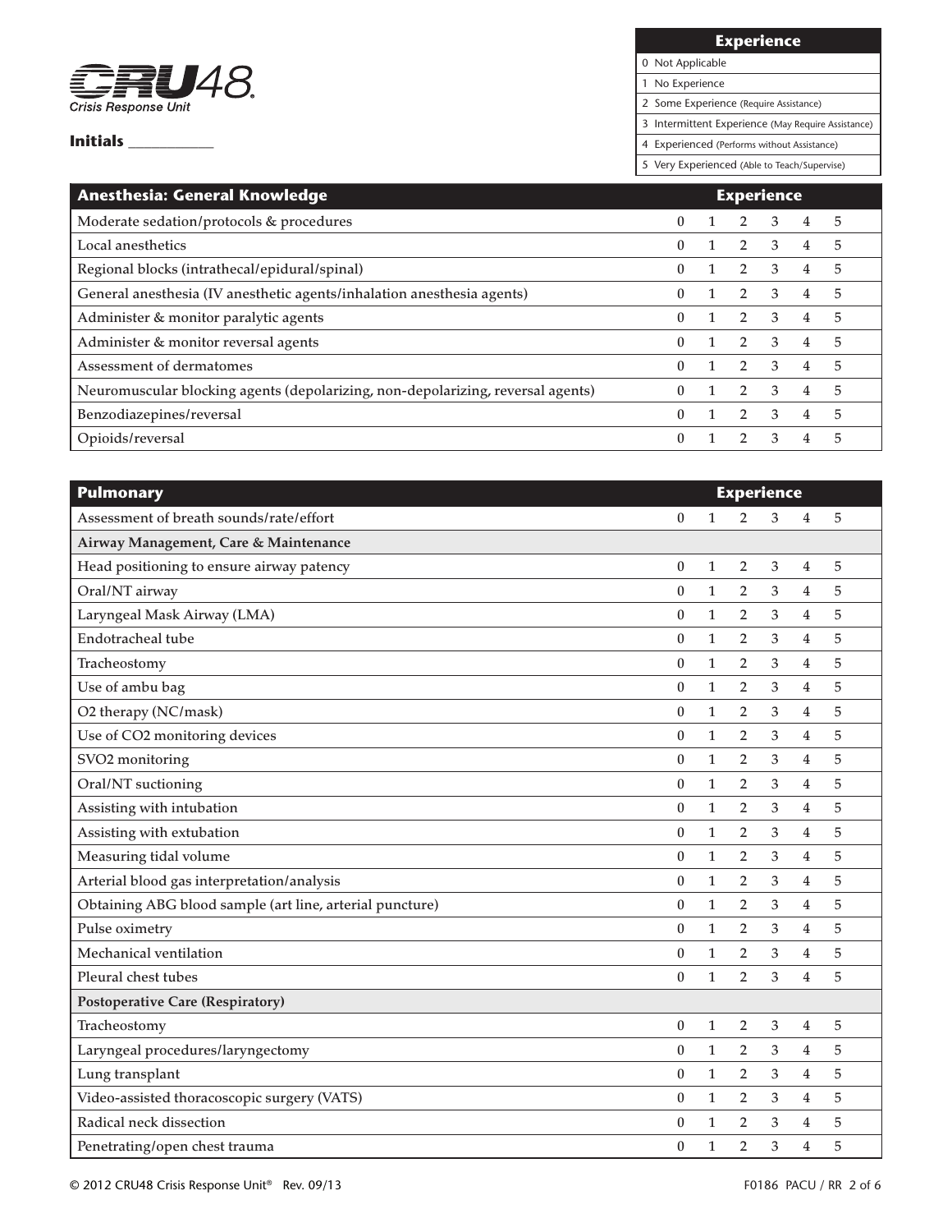**CRU48** Crisis Response Unit

**Initials** ___________

| Experience |
|---|
| 0 Not Applicable |
| 1 No Experience |
| 2 Some Experience (Require Assistance) |
| 3 Intermittent Experience (May Require Assistance) |
| 4 Experienced (Performs without Assistance) |
| 5 Very Experienced (Able to Teach/Supervise) |

| Anesthesia: General Knowledge | Experience | | | | | |
|---|---|---|---|---|---|---|
| Moderate sedation/protocols & procedures | 0 | 1 | 2 | 3 | 4 | 5 |
| Local anesthetics | 0 | 1 | 2 | 3 | 4 | 5 |
| Regional blocks (intrathecal/epidural/spinal) | 0 | 1 | 2 | 3 | 4 | 5 |
| General anesthesia (IV anesthetic agents/inhalation anesthesia agents) | 0 | 1 | 2 | 3 | 4 | 5 |
| Administer & monitor paralytic agents | 0 | 1 | 2 | 3 | 4 | 5 |
| Administer & monitor reversal agents | 0 | 1 | 2 | 3 | 4 | 5 |
| Assessment of dermatomes | 0 | 1 | 2 | 3 | 4 | 5 |
| Neuromuscular blocking agents (depolarizing, non-depolarizing, reversal agents) | 0 | 1 | 2 | 3 | 4 | 5 |
| Benzodiazepines/reversal | 0 | 1 | 2 | 3 | 4 | 5 |
| Opioids/reversal | 0 | 1 | 2 | 3 | 4 | 5 |

| Pulmonary | Experience | | | | | |
|---|---|---|---|---|---|---|
| Assessment of breath sounds/rate/effort | 0 | 1 | 2 | 3 | 4 | 5 |
| **Airway Management, Care & Maintenance** | | | | | | |
| Head positioning to ensure airway patency | 0 | 1 | 2 | 3 | 4 | 5 |
| Oral/NT airway | 0 | 1 | 2 | 3 | 4 | 5 |
| Laryngeal Mask Airway (LMA) | 0 | 1 | 2 | 3 | 4 | 5 |
| Endotracheal tube | 0 | 1 | 2 | 3 | 4 | 5 |
| Tracheostomy | 0 | 1 | 2 | 3 | 4 | 5 |
| Use of ambu bag | 0 | 1 | 2 | 3 | 4 | 5 |
| $O_2$ therapy (NC/mask) | 0 | 1 | 2 | 3 | 4 | 5 |
| Use of $CO_2$ monitoring devices | 0 | 1 | 2 | 3 | 4 | 5 |
| $SVO_2$ monitoring | 0 | 1 | 2 | 3 | 4 | 5 |
| Oral/NT suctioning | 0 | 1 | 2 | 3 | 4 | 5 |
| Assisting with intubation | 0 | 1 | 2 | 3 | 4 | 5 |
| Assisting with extubation | 0 | 1 | 2 | 3 | 4 | 5 |
| Measuring tidal volume | 0 | 1 | 2 | 3 | 4 | 5 |
| Arterial blood gas interpretation/analysis | 0 | 1 | 2 | 3 | 4 | 5 |
| Obtaining ABG blood sample (art line, arterial puncture) | 0 | 1 | 2 | 3 | 4 | 5 |
| Pulse oximetry | 0 | 1 | 2 | 3 | 4 | 5 |
| Mechanical ventilation | 0 | 1 | 2 | 3 | 4 | 5 |
| Pleural chest tubes | 0 | 1 | 2 | 3 | 4 | 5 |
| **Postoperative Care (Respiratory)** | | | | | | |
| Tracheostomy | 0 | 1 | 2 | 3 | 4 | 5 |
| Laryngeal procedures/laryngectomy | 0 | 1 | 2 | 3 | 4 | 5 |
| Lung transplant | 0 | 1 | 2 | 3 | 4 | 5 |
| Video-assisted thoracoscopic surgery (VATS) | 0 | 1 | 2 | 3 | 4 | 5 |
| Radical neck dissection | 0 | 1 | 2 | 3 | 4 | 5 |
| Penetrating/open chest trauma | 0 | 1 | 2 | 3 | 4 | 5 |

© 2012 CRU48 Crisis Response Unit® Rev. 09/13 — F0186 PACU / RR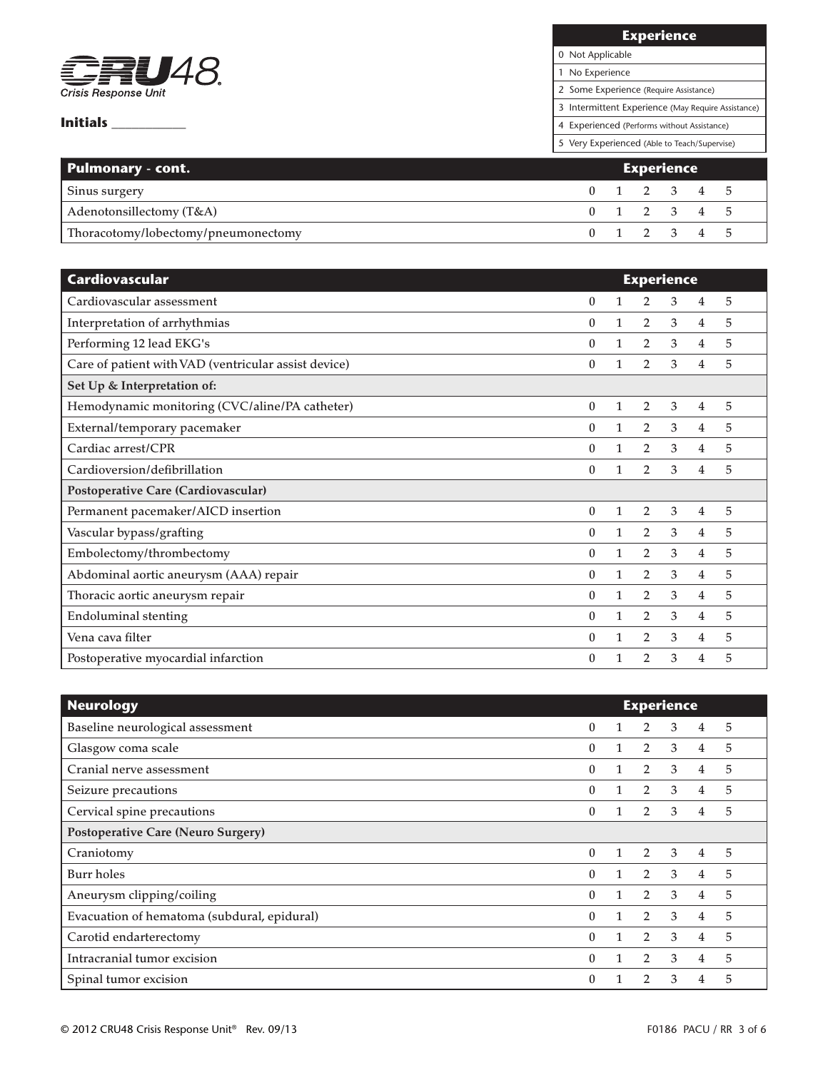**CRU48** Crisis Response Unit

**Initials** ___________

| Experience |
| --- |
| 0 Not Applicable |
| 1 No Experience |
| 2 Some Experience (Require Assistance) |
| 3 Intermittent Experience (May Require Assistance) |
| 4 Experienced (Performs without Assistance) |
| 5 Very Experienced (Able to Teach/Supervise) |

| Pulmonary - cont. | Experience | | | | | |
| --- | --- | --- | --- | --- | --- | --- |
| Sinus surgery | 0 | 1 | 2 | 3 | 4 | 5 |
| Adenotonsillectomy (T&A) | 0 | 1 | 2 | 3 | 4 | 5 |
| Thoracotomy/lobectomy/pneumonectomy | 0 | 1 | 2 | 3 | 4 | 5 |

| Cardiovascular | Experience | | | | | |
| --- | --- | --- | --- | --- | --- | --- |
| Cardiovascular assessment | 0 | 1 | 2 | 3 | 4 | 5 |
| Interpretation of arrhythmias | 0 | 1 | 2 | 3 | 4 | 5 |
| Performing 12 lead EKG's | 0 | 1 | 2 | 3 | 4 | 5 |
| Care of patient with VAD (ventricular assist device) | 0 | 1 | 2 | 3 | 4 | 5 |
| **Set Up & Interpretation of:** | | | | | | |
| Hemodynamic monitoring (CVC/aline/PA catheter) | 0 | 1 | 2 | 3 | 4 | 5 |
| External/temporary pacemaker | 0 | 1 | 2 | 3 | 4 | 5 |
| Cardiac arrest/CPR | 0 | 1 | 2 | 3 | 4 | 5 |
| Cardioversion/defibrillation | 0 | 1 | 2 | 3 | 4 | 5 |
| **Postoperative Care (Cardiovascular)** | | | | | | |
| Permanent pacemaker/AICD insertion | 0 | 1 | 2 | 3 | 4 | 5 |
| Vascular bypass/grafting | 0 | 1 | 2 | 3 | 4 | 5 |
| Embolectomy/thrombectomy | 0 | 1 | 2 | 3 | 4 | 5 |
| Abdominal aortic aneurysm (AAA) repair | 0 | 1 | 2 | 3 | 4 | 5 |
| Thoracic aortic aneurysm repair | 0 | 1 | 2 | 3 | 4 | 5 |
| Endoluminal stenting | 0 | 1 | 2 | 3 | 4 | 5 |
| Vena cava filter | 0 | 1 | 2 | 3 | 4 | 5 |
| Postoperative myocardial infarction | 0 | 1 | 2 | 3 | 4 | 5 |

| Neurology | Experience | | | | | |
| --- | --- | --- | --- | --- | --- | --- |
| Baseline neurological assessment | 0 | 1 | 2 | 3 | 4 | 5 |
| Glasgow coma scale | 0 | 1 | 2 | 3 | 4 | 5 |
| Cranial nerve assessment | 0 | 1 | 2 | 3 | 4 | 5 |
| Seizure precautions | 0 | 1 | 2 | 3 | 4 | 5 |
| Cervical spine precautions | 0 | 1 | 2 | 3 | 4 | 5 |
| **Postoperative Care (Neuro Surgery)** | | | | | | |
| Craniotomy | 0 | 1 | 2 | 3 | 4 | 5 |
| Burr holes | 0 | 1 | 2 | 3 | 4 | 5 |
| Aneurysm clipping/coiling | 0 | 1 | 2 | 3 | 4 | 5 |
| Evacuation of hematoma (subdural, epidural) | 0 | 1 | 2 | 3 | 4 | 5 |
| Carotid endarterectomy | 0 | 1 | 2 | 3 | 4 | 5 |
| Intracranial tumor excision | 0 | 1 | 2 | 3 | 4 | 5 |
| Spinal tumor excision | 0 | 1 | 2 | 3 | 4 | 5 |

© 2012 CRU48 Crisis Response Unit® Rev. 09/13 F0186 PACU / RR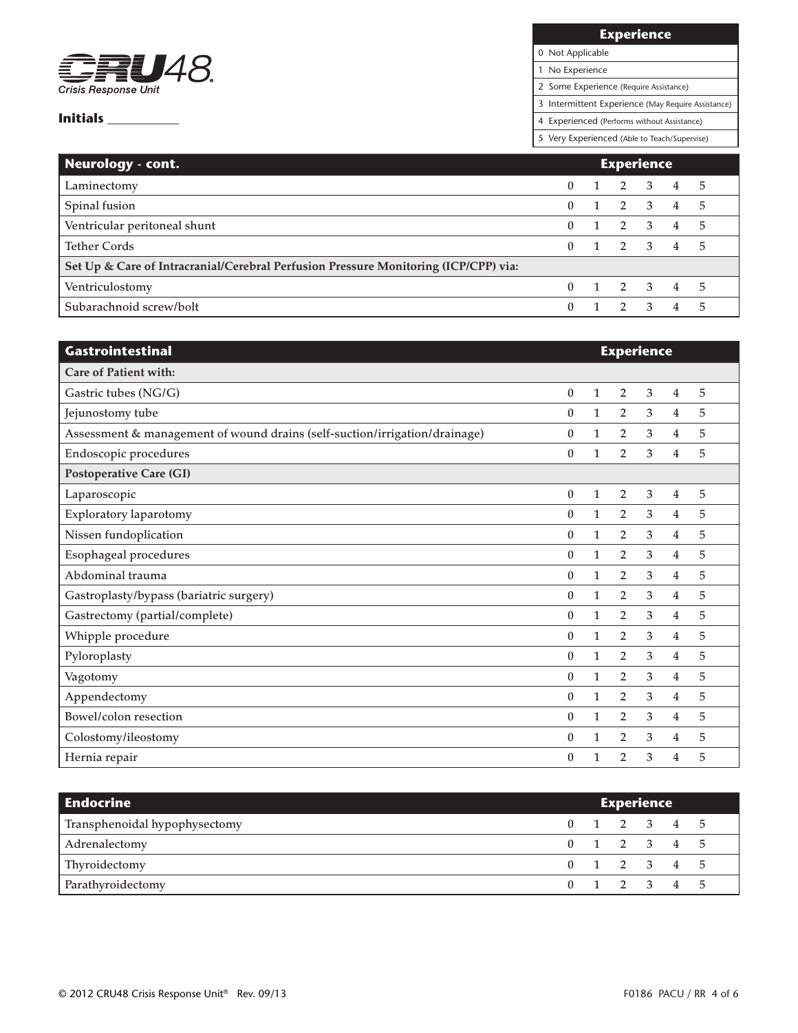CRU48 Crisis Response Unit

**Initials** ___________

| Experience |
|---|
| 0 Not Applicable |
| 1 No Experience |
| 2 Some Experience (Require Assistance) |
| 3 Intermittent Experience (May Require Assistance) |
| 4 Experienced (Performs without Assistance) |
| 5 Very Experienced (Able to Teach/Supervise) |

| Neurology - cont. | Experience | | | | | |
|---|---|---|---|---|---|---|
| Laminectomy | 0 | 1 | 2 | 3 | 4 | 5 |
| Spinal fusion | 0 | 1 | 2 | 3 | 4 | 5 |
| Ventricular peritoneal shunt | 0 | 1 | 2 | 3 | 4 | 5 |
| Tether Cords | 0 | 1 | 2 | 3 | 4 | 5 |
| **Set Up & Care of Intracranial/Cerebral Perfusion Pressure Monitoring (ICP/CPP) via:** | | | | | | |
| Ventriculostomy | 0 | 1 | 2 | 3 | 4 | 5 |
| Subarachnoid screw/bolt | 0 | 1 | 2 | 3 | 4 | 5 |

| Gastrointestinal | Experience | | | | | |
|---|---|---|---|---|---|---|
| **Care of Patient with:** | | | | | | |
| Gastric tubes (NG/G) | 0 | 1 | 2 | 3 | 4 | 5 |
| Jejunostomy tube | 0 | 1 | 2 | 3 | 4 | 5 |
| Assessment & management of wound drains (self-suction/irrigation/drainage) | 0 | 1 | 2 | 3 | 4 | 5 |
| Endoscopic procedures | 0 | 1 | 2 | 3 | 4 | 5 |
| **Postoperative Care (GI)** | | | | | | |
| Laparoscopic | 0 | 1 | 2 | 3 | 4 | 5 |
| Exploratory laparotomy | 0 | 1 | 2 | 3 | 4 | 5 |
| Nissen fundoplication | 0 | 1 | 2 | 3 | 4 | 5 |
| Esophageal procedures | 0 | 1 | 2 | 3 | 4 | 5 |
| Abdominal trauma | 0 | 1 | 2 | 3 | 4 | 5 |
| Gastroplasty/bypass (bariatric surgery) | 0 | 1 | 2 | 3 | 4 | 5 |
| Gastrectomy (partial/complete) | 0 | 1 | 2 | 3 | 4 | 5 |
| Whipple procedure | 0 | 1 | 2 | 3 | 4 | 5 |
| Pyloroplasty | 0 | 1 | 2 | 3 | 4 | 5 |
| Vagotomy | 0 | 1 | 2 | 3 | 4 | 5 |
| Appendectomy | 0 | 1 | 2 | 3 | 4 | 5 |
| Bowel/colon resection | 0 | 1 | 2 | 3 | 4 | 5 |
| Colostomy/ileostomy | 0 | 1 | 2 | 3 | 4 | 5 |
| Hernia repair | 0 | 1 | 2 | 3 | 4 | 5 |

| Endocrine | Experience | | | | | |
|---|---|---|---|---|---|---|
| Transphenoidal hypophysectomy | 0 | 1 | 2 | 3 | 4 | 5 |
| Adrenalectomy | 0 | 1 | 2 | 3 | 4 | 5 |
| Thyroidectomy | 0 | 1 | 2 | 3 | 4 | 5 |
| Parathyroidectomy | 0 | 1 | 2 | 3 | 4 | 5 |

© 2012 CRU48 Crisis Response Unit® Rev. 09/13 F0186 PACU / RR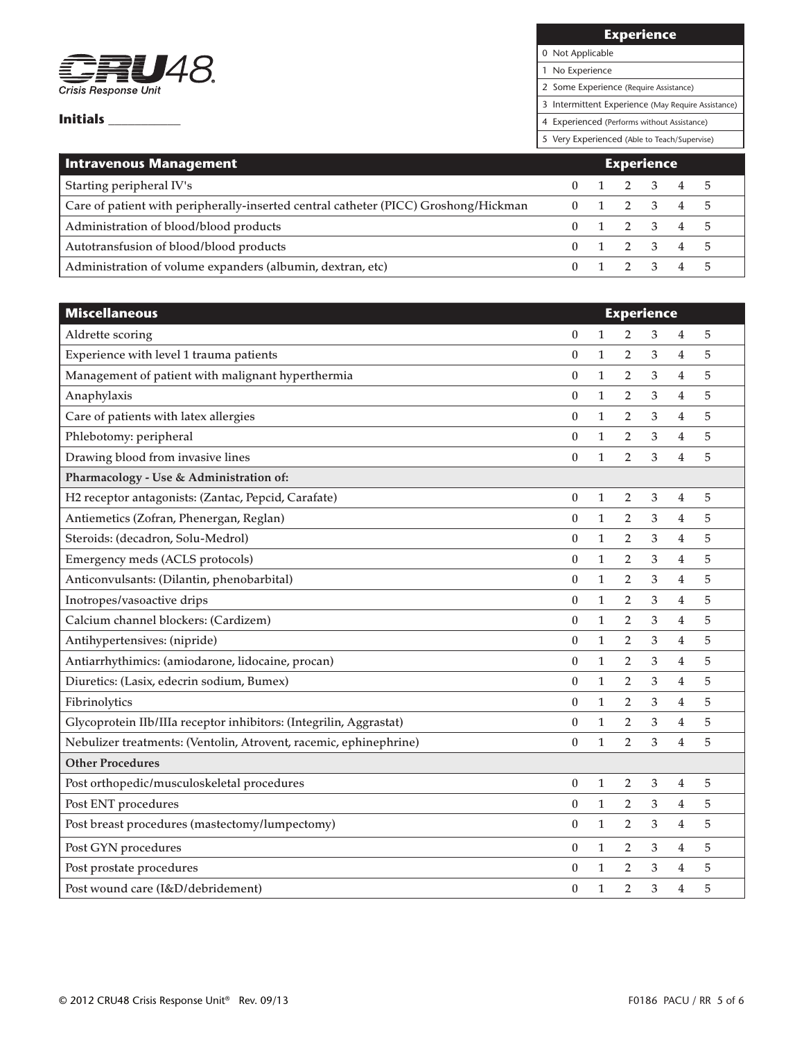**CRU48**
*Crisis Response Unit*

**Initials** ___________

| Experience |
|---|
| 0 Not Applicable |
| 1 No Experience |
| 2 Some Experience (Require Assistance) |
| 3 Intermittent Experience (May Require Assistance) |
| 4 Experienced (Performs without Assistance) |
| 5 Very Experienced (Able to Teach/Supervise) |

| Intravenous Management | Experience | | | | | |
|---|---|---|---|---|---|---|
| Starting peripheral IV's | 0 | 1 | 2 | 3 | 4 | 5 |
| Care of patient with peripherally-inserted central catheter (PICC) Groshong/Hickman | 0 | 1 | 2 | 3 | 4 | 5 |
| Administration of blood/blood products | 0 | 1 | 2 | 3 | 4 | 5 |
| Autotransfusion of blood/blood products | 0 | 1 | 2 | 3 | 4 | 5 |
| Administration of volume expanders (albumin, dextran, etc) | 0 | 1 | 2 | 3 | 4 | 5 |

| Miscellaneous | Experience | | | | | |
|---|---|---|---|---|---|---|
| Aldrette scoring | 0 | 1 | 2 | 3 | 4 | 5 |
| Experience with level 1 trauma patients | 0 | 1 | 2 | 3 | 4 | 5 |
| Management of patient with malignant hyperthermia | 0 | 1 | 2 | 3 | 4 | 5 |
| Anaphylaxis | 0 | 1 | 2 | 3 | 4 | 5 |
| Care of patients with latex allergies | 0 | 1 | 2 | 3 | 4 | 5 |
| Phlebotomy: peripheral | 0 | 1 | 2 | 3 | 4 | 5 |
| Drawing blood from invasive lines | 0 | 1 | 2 | 3 | 4 | 5 |
| **Pharmacology - Use & Administration of:** | | | | | | |
| H2 receptor antagonists: (Zantac, Pepcid, Carafate) | 0 | 1 | 2 | 3 | 4 | 5 |
| Antiemetics (Zofran, Phenergan, Reglan) | 0 | 1 | 2 | 3 | 4 | 5 |
| Steroids: (decadron, Solu-Medrol) | 0 | 1 | 2 | 3 | 4 | 5 |
| Emergency meds (ACLS protocols) | 0 | 1 | 2 | 3 | 4 | 5 |
| Anticonvulsants: (Dilantin, phenobarbital) | 0 | 1 | 2 | 3 | 4 | 5 |
| Inotropes/vasoactive drips | 0 | 1 | 2 | 3 | 4 | 5 |
| Calcium channel blockers: (Cardizem) | 0 | 1 | 2 | 3 | 4 | 5 |
| Antihypertensives: (nipride) | 0 | 1 | 2 | 3 | 4 | 5 |
| Antiarrhythimics: (amiodarone, lidocaine, procan) | 0 | 1 | 2 | 3 | 4 | 5 |
| Diuretics: (Lasix, edecrin sodium, Bumex) | 0 | 1 | 2 | 3 | 4 | 5 |
| Fibrinolytics | 0 | 1 | 2 | 3 | 4 | 5 |
| Glycoprotein IIb/IIIa receptor inhibitors: (Integrilin, Aggrastat) | 0 | 1 | 2 | 3 | 4 | 5 |
| Nebulizer treatments: (Ventolin, Atrovent, racemic, ephinephrine) | 0 | 1 | 2 | 3 | 4 | 5 |
| **Other Procedures** | | | | | | |
| Post orthopedic/musculoskeletal procedures | 0 | 1 | 2 | 3 | 4 | 5 |
| Post ENT procedures | 0 | 1 | 2 | 3 | 4 | 5 |
| Post breast procedures (mastectomy/lumpectomy) | 0 | 1 | 2 | 3 | 4 | 5 |
| Post GYN procedures | 0 | 1 | 2 | 3 | 4 | 5 |
| Post prostate procedures | 0 | 1 | 2 | 3 | 4 | 5 |
| Post wound care (I&D/debridement) | 0 | 1 | 2 | 3 | 4 | 5 |

© 2012 CRU48 Crisis Response Unit® Rev. 09/13 F0186 PACU / RR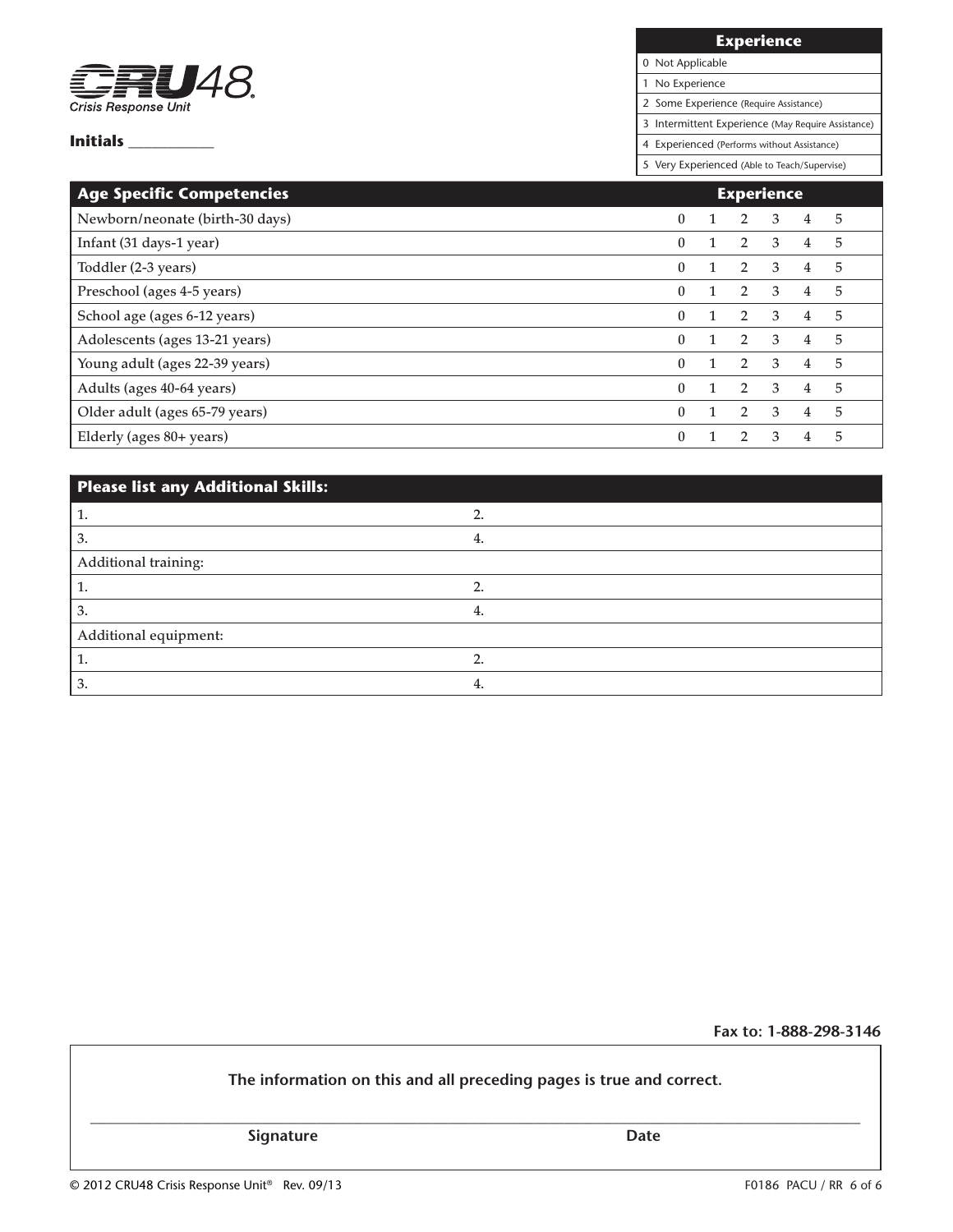CRU48 Crisis Response Unit

**Initials** ___________

| Experience |
| --- |
| 0 Not Applicable |
| 1 No Experience |
| 2 Some Experience (Require Assistance) |
| 3 Intermittent Experience (May Require Assistance) |
| 4 Experienced (Performs without Assistance) |
| 5 Very Experienced (Able to Teach/Supervise) |

| Age Specific Competencies | Experience | | | | | |
| --- | --- | --- | --- | --- | --- | --- |
| Newborn/neonate (birth-30 days) | 0 | 1 | 2 | 3 | 4 | 5 |
| Infant (31 days-1 year) | 0 | 1 | 2 | 3 | 4 | 5 |
| Toddler (2-3 years) | 0 | 1 | 2 | 3 | 4 | 5 |
| Preschool (ages 4-5 years) | 0 | 1 | 2 | 3 | 4 | 5 |
| School age (ages 6-12 years) | 0 | 1 | 2 | 3 | 4 | 5 |
| Adolescents (ages 13-21 years) | 0 | 1 | 2 | 3 | 4 | 5 |
| Young adult (ages 22-39 years) | 0 | 1 | 2 | 3 | 4 | 5 |
| Adults (ages 40-64 years) | 0 | 1 | 2 | 3 | 4 | 5 |
| Older adult (ages 65-79 years) | 0 | 1 | 2 | 3 | 4 | 5 |
| Elderly (ages 80+ years) | 0 | 1 | 2 | 3 | 4 | 5 |

| Please list any Additional Skills: | |
| --- | --- |
| 1. | 2. |
| 3. | 4. |
| Additional training: | |
| 1. | 2. |
| 3. | 4. |
| Additional equipment: | |
| 1. | 2. |
| 3. | 4. |

**Fax to: 1-888-298-3146**

**The information on this and all preceding pages is true and correct.**

______________________________________________

**Signature** **Date**

© 2012 CRU48 Crisis Response Unit® Rev. 09/13

F0186 PACU / RR